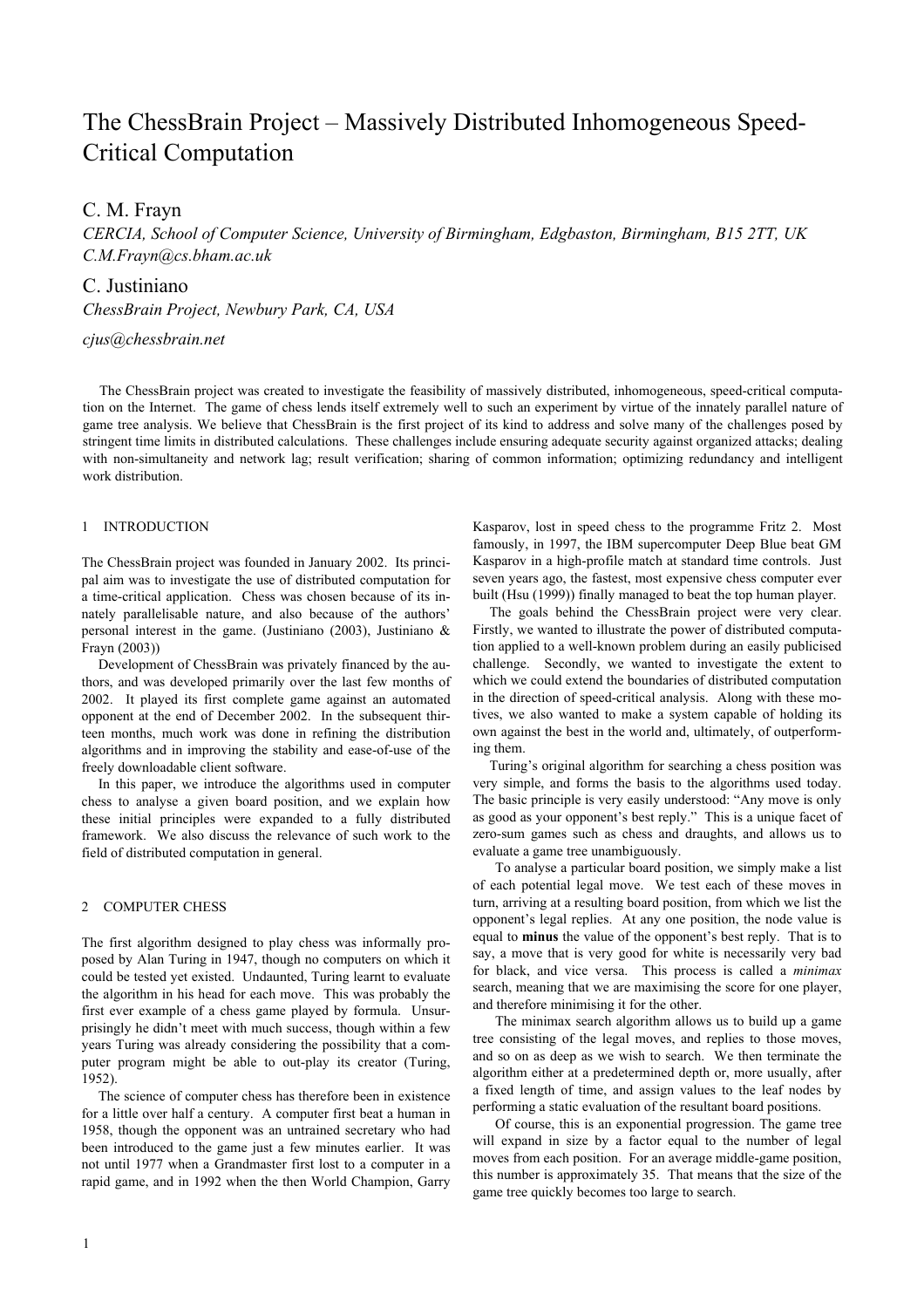# The ChessBrain Project – Massively Distributed Inhomogeneous Speed-Critical Computation

C. M. Frayn

*CERCIA, School of Computer Science, University of Birmingham, Edgbaston, Birmingham, B15 2TT, UK*
*C.M.Frayn@cs.bham.ac.uk*

C. Justiniano

*ChessBrain Project, Newbury Park, CA, USA*

*cjus@chessbrain.net*

The ChessBrain project was created to investigate the feasibility of massively distributed, inhomogeneous, speed-critical computation on the Internet. The game of chess lends itself extremely well to such an experiment by virtue of the innately parallel nature of game tree analysis. We believe that ChessBrain is the first project of its kind to address and solve many of the challenges posed by stringent time limits in distributed calculations. These challenges include ensuring adequate security against organized attacks; dealing with non-simultaneity and network lag; result verification; sharing of common information; optimizing redundancy and intelligent work distribution.

## 1 INTRODUCTION

The ChessBrain project was founded in January 2002. Its principal aim was to investigate the use of distributed computation for a time-critical application. Chess was chosen because of its innately parallelisable nature, and also because of the authors' personal interest in the game. (Justiniano (2003), Justiniano & Frayn (2003))

Development of ChessBrain was privately financed by the authors, and was developed primarily over the last few months of 2002. It played its first complete game against an automated opponent at the end of December 2002. In the subsequent thirteen months, much work was done in refining the distribution algorithms and in improving the stability and ease-of-use of the freely downloadable client software.

In this paper, we introduce the algorithms used in computer chess to analyse a given board position, and we explain how these initial principles were expanded to a fully distributed framework. We also discuss the relevance of such work to the field of distributed computation in general.

## 2 COMPUTER CHESS

The first algorithm designed to play chess was informally proposed by Alan Turing in 1947, though no computers on which it could be tested yet existed. Undaunted, Turing learnt to evaluate the algorithm in his head for each move. This was probably the first ever example of a chess game played by formula. Unsurprisingly he didn't meet with much success, though within a few years Turing was already considering the possibility that a computer program might be able to out-play its creator (Turing, 1952).

The science of computer chess has therefore been in existence for a little over half a century. A computer first beat a human in 1958, though the opponent was an untrained secretary who had been introduced to the game just a few minutes earlier. It was not until 1977 when a Grandmaster first lost to a computer in a rapid game, and in 1992 when the then World Champion, Garry Kasparov, lost in speed chess to the programme Fritz 2. Most famously, in 1997, the IBM supercomputer Deep Blue beat GM Kasparov in a high-profile match at standard time controls. Just seven years ago, the fastest, most expensive chess computer ever built (Hsu (1999)) finally managed to beat the top human player.

The goals behind the ChessBrain project were very clear. Firstly, we wanted to illustrate the power of distributed computation applied to a well-known problem during an easily publicised challenge. Secondly, we wanted to investigate the extent to which we could extend the boundaries of distributed computation in the direction of speed-critical analysis. Along with these motives, we also wanted to make a system capable of holding its own against the best in the world and, ultimately, of outperforming them.

Turing's original algorithm for searching a chess position was very simple, and forms the basis to the algorithms used today. The basic principle is very easily understood: "Any move is only as good as your opponent's best reply." This is a unique facet of zero-sum games such as chess and draughts, and allows us to evaluate a game tree unambiguously.

To analyse a particular board position, we simply make a list of each potential legal move. We test each of these moves in turn, arriving at a resulting board position, from which we list the opponent's legal replies. At any one position, the node value is equal to **minus** the value of the opponent's best reply. That is to say, a move that is very good for white is necessarily very bad for black, and vice versa. This process is called a *minimax* search, meaning that we are maximising the score for one player, and therefore minimising it for the other.

The minimax search algorithm allows us to build up a game tree consisting of the legal moves, and replies to those moves, and so on as deep as we wish to search. We then terminate the algorithm either at a predetermined depth or, more usually, after a fixed length of time, and assign values to the leaf nodes by performing a static evaluation of the resultant board positions.

Of course, this is an exponential progression. The game tree will expand in size by a factor equal to the number of legal moves from each position. For an average middle-game position, this number is approximately 35. That means that the size of the game tree quickly becomes too large to search.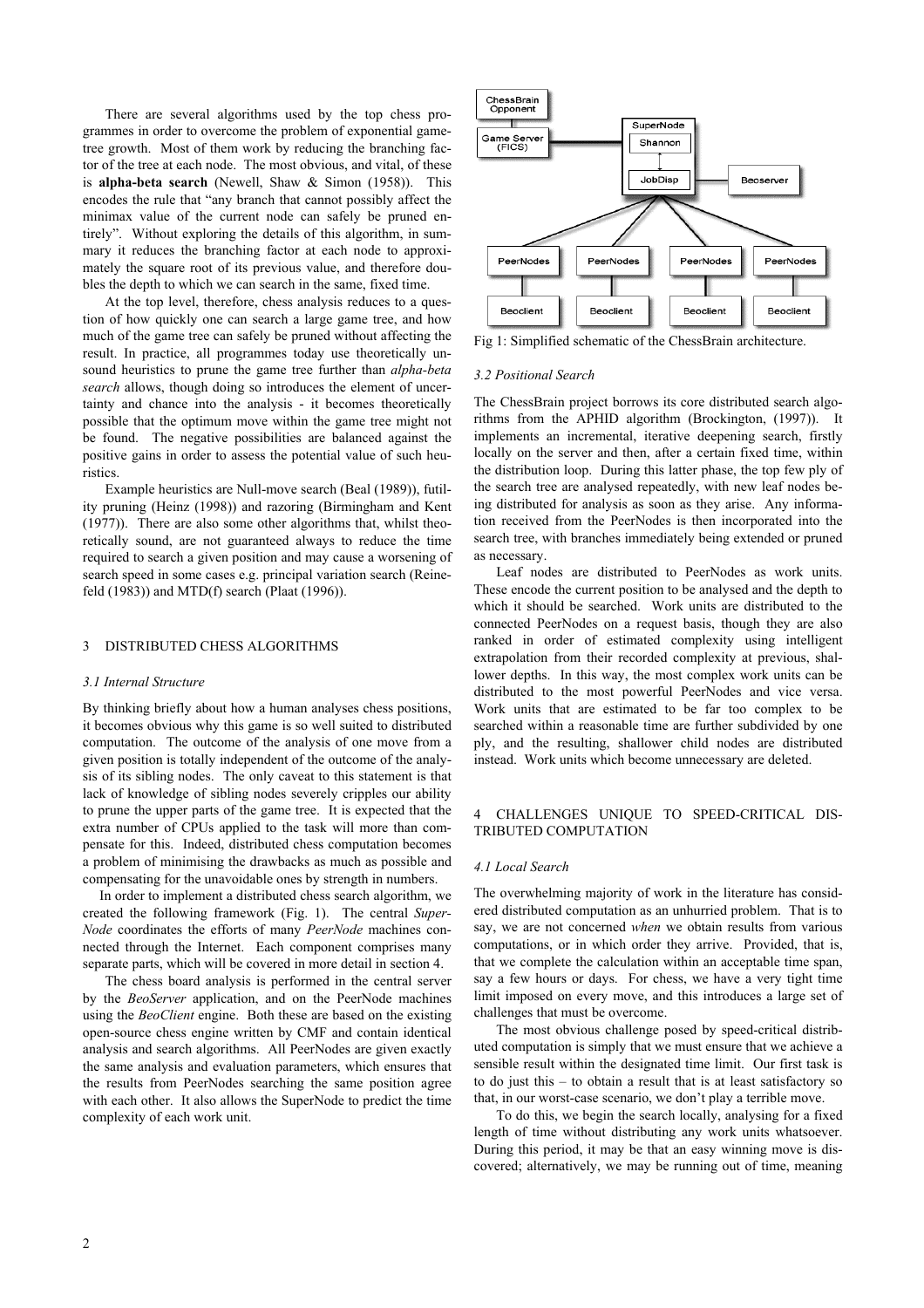There are several algorithms used by the top chess programmes in order to overcome the problem of exponential game-tree growth. Most of them work by reducing the branching factor of the tree at each node. The most obvious, and vital, of these is **alpha-beta search** (Newell, Shaw & Simon (1958)). This encodes the rule that "any branch that cannot possibly affect the minimax value of the current node can safely be pruned entirely". Without exploring the details of this algorithm, in summary it reduces the branching factor at each node to approximately the square root of its previous value, and therefore doubles the depth to which we can search in the same, fixed time.

At the top level, therefore, chess analysis reduces to a question of how quickly one can search a large game tree, and how much of the game tree can safely be pruned without affecting the result. In practice, all programmes today use theoretically unsound heuristics to prune the game tree further than *alpha-beta search* allows, though doing so introduces the element of uncertainty and chance into the analysis - it becomes theoretically possible that the optimum move within the game tree might not be found. The negative possibilities are balanced against the positive gains in order to assess the potential value of such heuristics.

Example heuristics are Null-move search (Beal (1989)), futility pruning (Heinz (1998)) and razoring (Birmingham and Kent (1977)). There are also some other algorithms that, whilst theoretically sound, are not guaranteed always to reduce the time required to search a given position and may cause a worsening of search speed in some cases e.g. principal variation search (Reinefeld (1983)) and MTD(f) search (Plaat (1996)).

## 3 DISTRIBUTED CHESS ALGORITHMS

### 3.1 Internal Structure

By thinking briefly about how a human analyses chess positions, it becomes obvious why this game is so well suited to distributed computation. The outcome of the analysis of one move from a given position is totally independent of the outcome of the analysis of its sibling nodes. The only caveat to this statement is that lack of knowledge of sibling nodes severely cripples our ability to prune the upper parts of the game tree. It is expected that the extra number of CPUs applied to the task will more than compensate for this. Indeed, distributed chess computation becomes a problem of minimising the drawbacks as much as possible and compensating for the unavoidable ones by strength in numbers.

In order to implement a distributed chess search algorithm, we created the following framework (Fig. 1). The central *SuperNode* coordinates the efforts of many *PeerNode* machines connected through the Internet. Each component comprises many separate parts, which will be covered in more detail in section 4.

The chess board analysis is performed in the central server by the *BeoServer* application, and on the PeerNode machines using the *BeoClient* engine. Both these are based on the existing open-source chess engine written by CMF and contain identical analysis and search algorithms. All PeerNodes are given exactly the same analysis and evaluation parameters, which ensures that the results from PeerNodes searching the same position agree with each other. It also allows the SuperNode to predict the time complexity of each work unit.

Fig 1: Simplified schematic of the ChessBrain architecture.

### 3.2 Positional Search

The ChessBrain project borrows its core distributed search algorithms from the APHID algorithm (Brockington, (1997)). It implements an incremental, iterative deepening search, firstly locally on the server and then, after a certain fixed time, within the distribution loop. During this latter phase, the top few ply of the search tree are analysed repeatedly, with new leaf nodes being distributed for analysis as soon as they arise. Any information received from the PeerNodes is then incorporated into the search tree, with branches immediately being extended or pruned as necessary.

Leaf nodes are distributed to PeerNodes as work units. These encode the current position to be analysed and the depth to which it should be searched. Work units are distributed to the connected PeerNodes on a request basis, though they are also ranked in order of estimated complexity using intelligent extrapolation from their recorded complexity at previous, shallower depths. In this way, the most complex work units can be distributed to the most powerful PeerNodes and vice versa. Work units that are estimated to be far too complex to be searched within a reasonable time are further subdivided by one ply, and the resulting, shallower child nodes are distributed instead. Work units which become unnecessary are deleted.

## 4 CHALLENGES UNIQUE TO SPEED-CRITICAL DISTRIBUTED COMPUTATION

### 4.1 Local Search

The overwhelming majority of work in the literature has considered distributed computation as an unhurried problem. That is to say, we are not concerned *when* we obtain results from various computations, or in which order they arrive. Provided, that is, that we complete the calculation within an acceptable time span, say a few hours or days. For chess, we have a very tight time limit imposed on every move, and this introduces a large set of challenges that must be overcome.

The most obvious challenge posed by speed-critical distributed computation is simply that we must ensure that we achieve a sensible result within the designated time limit. Our first task is to do just this – to obtain a result that is at least satisfactory so that, in our worst-case scenario, we don't play a terrible move.

To do this, we begin the search locally, analysing for a fixed length of time without distributing any work units whatsoever. During this period, it may be that an easy winning move is discovered; alternatively, we may be running out of time, meaning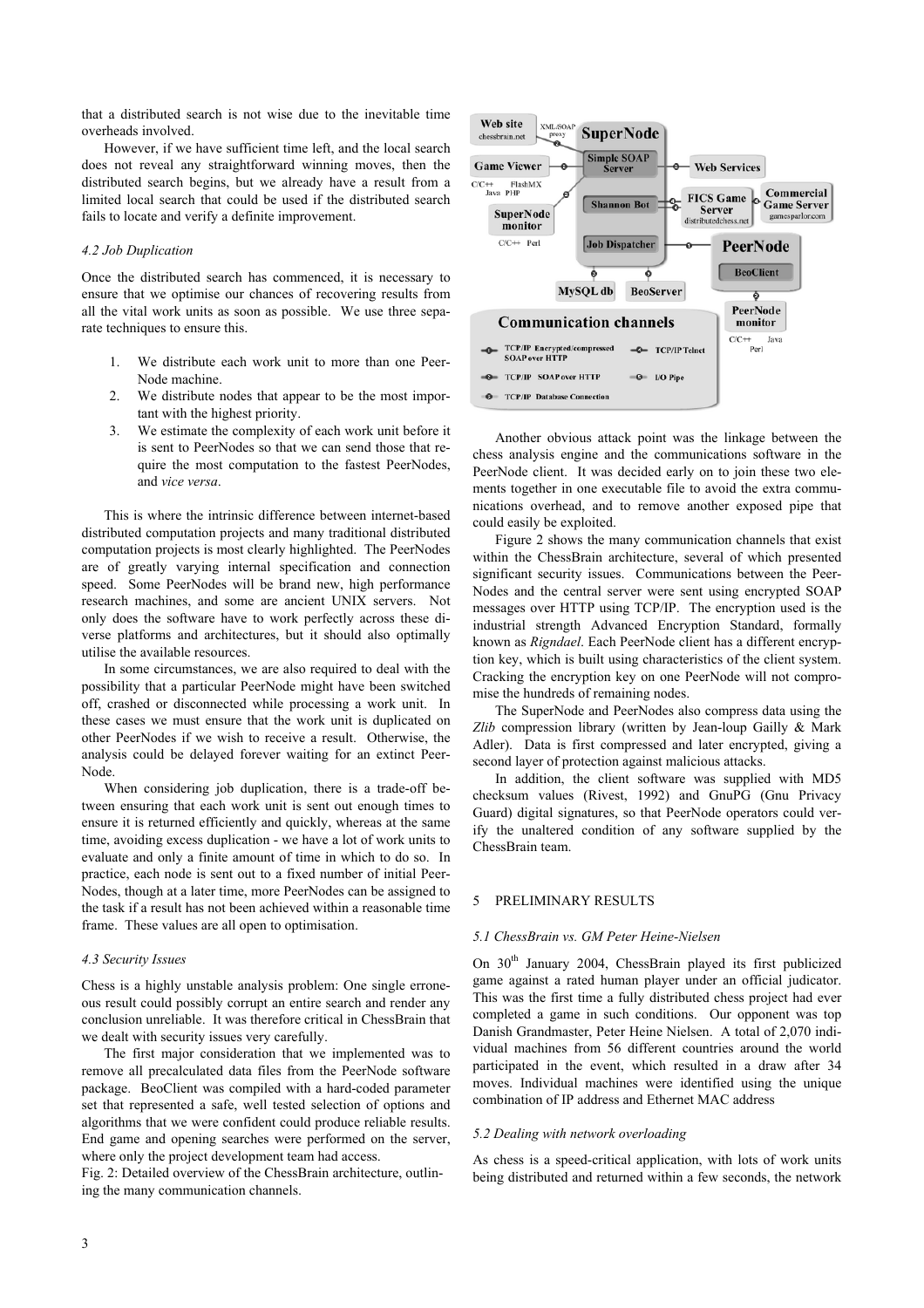that a distributed search is not wise due to the inevitable time overheads involved.

However, if we have sufficient time left, and the local search does not reveal any straightforward winning moves, then the distributed search begins, but we already have a result from a limited local search that could be used if the distributed search fails to locate and verify a definite improvement.

### *4.2 Job Duplication*

Once the distributed search has commenced, it is necessary to ensure that we optimise our chances of recovering results from all the vital work units as soon as possible. We use three separate techniques to ensure this.

1. We distribute each work unit to more than one PeerNode machine.
2. We distribute nodes that appear to be the most important with the highest priority.
3. We estimate the complexity of each work unit before it is sent to PeerNodes so that we can send those that require the most computation to the fastest PeerNodes, and *vice versa*.

This is where the intrinsic difference between internet-based distributed computation projects and many traditional distributed computation projects is most clearly highlighted. The PeerNodes are of greatly varying internal specification and connection speed. Some PeerNodes will be brand new, high performance research machines, and some are ancient UNIX servers. Not only does the software have to work perfectly across these diverse platforms and architectures, but it should also optimally utilise the available resources.

In some circumstances, we are also required to deal with the possibility that a particular PeerNode might have been switched off, crashed or disconnected while processing a work unit. In these cases we must ensure that the work unit is duplicated on other PeerNodes if we wish to receive a result. Otherwise, the analysis could be delayed forever waiting for an extinct PeerNode.

When considering job duplication, there is a trade-off between ensuring that each work unit is sent out enough times to ensure it is returned efficiently and quickly, whereas at the same time, avoiding excess duplication - we have a lot of work units to evaluate and only a finite amount of time in which to do so. In practice, each node is sent out to a fixed number of initial PeerNodes, though at a later time, more PeerNodes can be assigned to the task if a result has not been achieved within a reasonable time frame. These values are all open to optimisation.

### *4.3 Security Issues*

Chess is a highly unstable analysis problem: One single erroneous result could possibly corrupt an entire search and render any conclusion unreliable. It was therefore critical in ChessBrain that we dealt with security issues very carefully.

The first major consideration that we implemented was to remove all precalculated data files from the PeerNode software package. BeoClient was compiled with a hard-coded parameter set that represented a safe, well tested selection of options and algorithms that we were confident could produce reliable results. End game and opening searches were performed on the server, where only the project development team had access.

Fig. 2: Detailed overview of the ChessBrain architecture, outlining the many communication channels.

Another obvious attack point was the linkage between the chess analysis engine and the communications software in the PeerNode client. It was decided early on to join these two elements together in one executable file to avoid the extra communications overhead, and to remove another exposed pipe that could easily be exploited.

Figure 2 shows the many communication channels that exist within the ChessBrain architecture, several of which presented significant security issues. Communications between the PeerNodes and the central server were sent using encrypted SOAP messages over HTTP using TCP/IP. The encryption used is the industrial strength Advanced Encryption Standard, formally known as *Rigndael*. Each PeerNode client has a different encryption key, which is built using characteristics of the client system. Cracking the encryption key on one PeerNode will not compromise the hundreds of remaining nodes.

The SuperNode and PeerNodes also compress data using the *Zlib* compression library (written by Jean-loup Gailly & Mark Adler). Data is first compressed and later encrypted, giving a second layer of protection against malicious attacks.

In addition, the client software was supplied with MD5 checksum values (Rivest, 1992) and GnuPG (Gnu Privacy Guard) digital signatures, so that PeerNode operators could verify the unaltered condition of any software supplied by the ChessBrain team.

## 5 PRELIMINARY RESULTS

### *5.1 ChessBrain vs. GM Peter Heine-Nielsen*

On 30th January 2004, ChessBrain played its first publicized game against a rated human player under an official judicator. This was the first time a fully distributed chess project had ever completed a game in such conditions. Our opponent was top Danish Grandmaster, Peter Heine Nielsen. A total of 2,070 individual machines from 56 different countries around the world participated in the event, which resulted in a draw after 34 moves. Individual machines were identified using the unique combination of IP address and Ethernet MAC address

### *5.2 Dealing with network overloading*

As chess is a speed-critical application, with lots of work units being distributed and returned within a few seconds, the network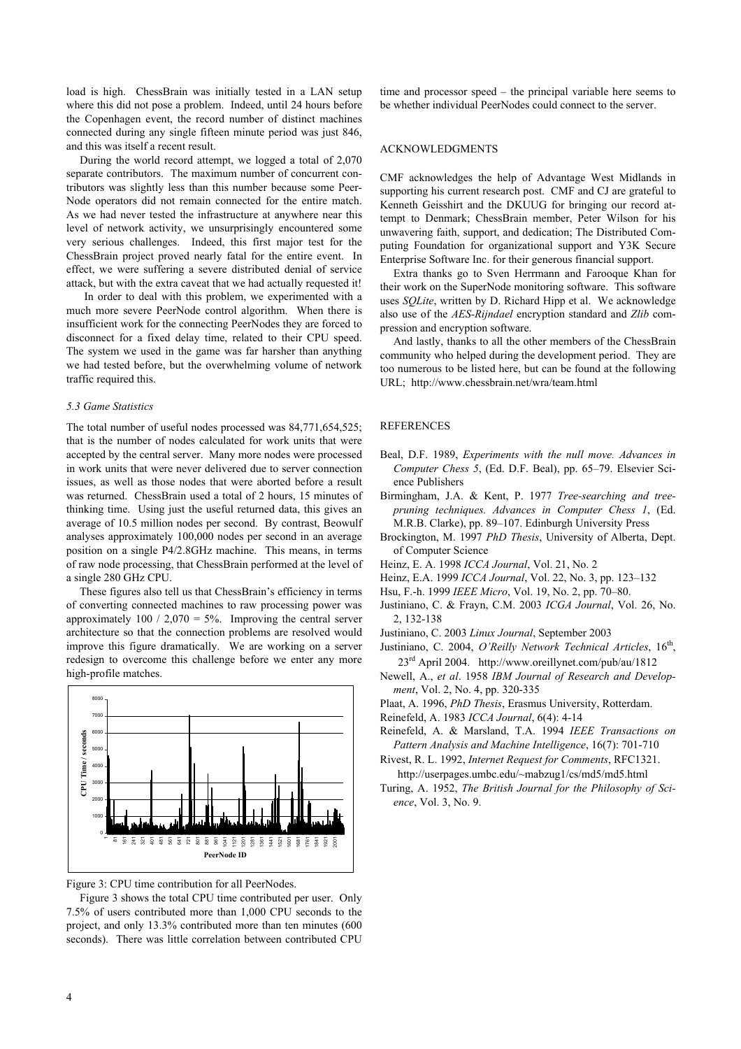load is high. ChessBrain was initially tested in a LAN setup where this did not pose a problem. Indeed, until 24 hours before the Copenhagen event, the record number of distinct machines connected during any single fifteen minute period was just 846, and this was itself a recent result.

During the world record attempt, we logged a total of 2,070 separate contributors. The maximum number of concurrent contributors was slightly less than this number because some PeerNode operators did not remain connected for the entire match. As we had never tested the infrastructure at anywhere near this level of network activity, we unsurprisingly encountered some very serious challenges. Indeed, this first major test for the ChessBrain project proved nearly fatal for the entire event. In effect, we were suffering a severe distributed denial of service attack, but with the extra caveat that we had actually requested it!

In order to deal with this problem, we experimented with a much more severe PeerNode control algorithm. When there is insufficient work for the connecting PeerNodes they are forced to disconnect for a fixed delay time, related to their CPU speed. The system we used in the game was far harsher than anything we had tested before, but the overwhelming volume of network traffic required this.

### 5.3 Game Statistics

The total number of useful nodes processed was 84,771,654,525; that is the number of nodes calculated for work units that were accepted by the central server. Many more nodes were processed in work units that were never delivered due to server connection issues, as well as those nodes that were aborted before a result was returned. ChessBrain used a total of 2 hours, 15 minutes of thinking time. Using just the useful returned data, this gives an average of 10.5 million nodes per second. By contrast, Beowulf analyses approximately 100,000 nodes per second in an average position on a single P4/2.8GHz machine. This means, in terms of raw node processing, that ChessBrain performed at the level of a single 280 GHz CPU.

These figures also tell us that ChessBrain's efficiency in terms of converting connected machines to raw processing power was approximately 100 / 2,070 = 5%. Improving the central server architecture so that the connection problems are resolved would improve this figure dramatically. We are working on a server redesign to overcome this challenge before we enter any more high-profile matches.

8000
7000
6000
5000
4000
3000
2000
1000
0

CPU Time / seconds

1 81 161 241 321 401 481 561 641 721 801 881 961 1041 1121 1201 1281 1361 1441 1521 1601 1681 1761 1841 1921 2001

PeerNode ID

Figure 3: CPU time contribution for all PeerNodes.

Figure 3 shows the total CPU time contributed per user. Only 7.5% of users contributed more than 1,000 CPU seconds to the project, and only 13.3% contributed more than ten minutes (600 seconds). There was little correlation between contributed CPU time and processor speed – the principal variable here seems to be whether individual PeerNodes could connect to the server.

## ACKNOWLEDGMENTS

CMF acknowledges the help of Advantage West Midlands in supporting his current research post. CMF and CJ are grateful to Kenneth Geisshirt and the DKUUG for bringing our record attempt to Denmark; ChessBrain member, Peter Wilson for his unwavering faith, support, and dedication; The Distributed Computing Foundation for organizational support and Y3K Secure Enterprise Software Inc. for their generous financial support.

Extra thanks go to Sven Herrmann and Farooque Khan for their work on the SuperNode monitoring software. This software uses *SQLite*, written by D. Richard Hipp et al. We acknowledge also use of the *AES-Rijndael* encryption standard and *Zlib* compression and encryption software.

And lastly, thanks to all the other members of the ChessBrain community who helped during the development period. They are too numerous to be listed here, but can be found at the following URL; http://www.chessbrain.net/wra/team.html

## REFERENCES

Beal, D.F. 1989, *Experiments with the null move. Advances in Computer Chess 5*, (Ed. D.F. Beal), pp. 65–79. Elsevier Science Publishers

Birmingham, J.A. & Kent, P. 1977 *Tree-searching and tree-pruning techniques. Advances in Computer Chess 1*, (Ed. M.R.B. Clarke), pp. 89–107. Edinburgh University Press

Brockington, M. 1997 *PhD Thesis*, University of Alberta, Dept. of Computer Science

Heinz, E. A. 1998 *ICCA Journal*, Vol. 21, No. 2

Heinz, E.A. 1999 *ICCA Journal*, Vol. 22, No. 3, pp. 123–132

Hsu, F.-h. 1999 *IEEE Micro*, Vol. 19, No. 2, pp. 70–80.

Justiniano, C. & Frayn, C.M. 2003 *ICGA Journal*, Vol. 26, No. 2, 132-138

Justiniano, C. 2003 *Linux Journal*, September 2003

Justiniano, C. 2004, *O'Reilly Network Technical Articles*, 16th, 23rd April 2004. http://www.oreillynet.com/pub/au/1812

Newell, A., *et al*. 1958 *IBM Journal of Research and Development*, Vol. 2, No. 4, pp. 320-335

Plaat, A. 1996, *PhD Thesis*, Erasmus University, Rotterdam.

Reinefeld, A. 1983 *ICCA Journal*, 6(4): 4-14

Reinefeld, A. & Marsland, T.A. 1994 *IEEE Transactions on Pattern Analysis and Machine Intelligence*, 16(7): 701-710

Rivest, R. L. 1992, *Internet Request for Comments*, RFC1321. http://userpages.umbc.edu/~mabzug1/cs/md5/md5.html

Turing, A. 1952, *The British Journal for the Philosophy of Science*, Vol. 3, No. 9.